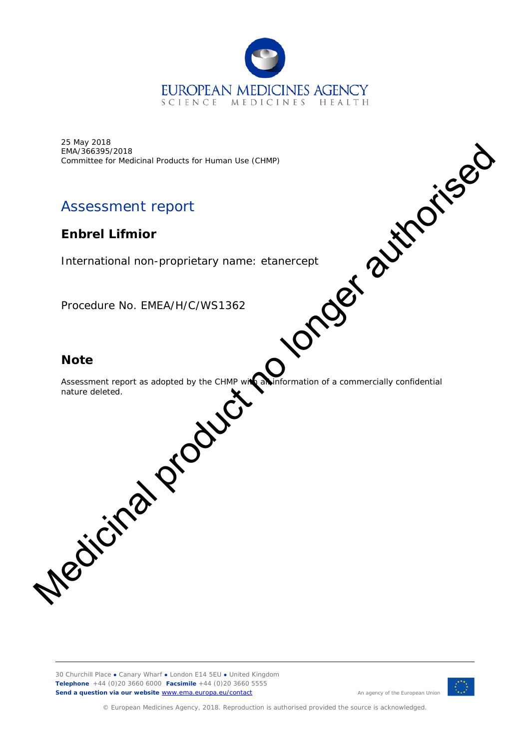EUROPEAN MEDICINES AGENCY
SCIENCE MEDICINES HEALTH

25 May 2018
EMA/366395/2018
Committee for Medicinal Products for Human Use (CHMP)

# Assessment report

## Enbrel Lifmior

International non-proprietary name: etanercept

Procedure No. EMEA/H/C/WS1362

## Note

Assessment report as adopted by the CHMP with all information of a commercially confidential nature deleted.

Medicinal product no longer authorised

30 Churchill Place ● Canary Wharf ● London E14 5EU ● United Kingdom
**Telephone** +44 (0)20 3660 6000 **Facsimile** +44 (0)20 3660 5555
**Send a question via our website** www.ema.europa.eu/contact

An agency of the European Union

© European Medicines Agency, 2018. Reproduction is authorised provided the source is acknowledged.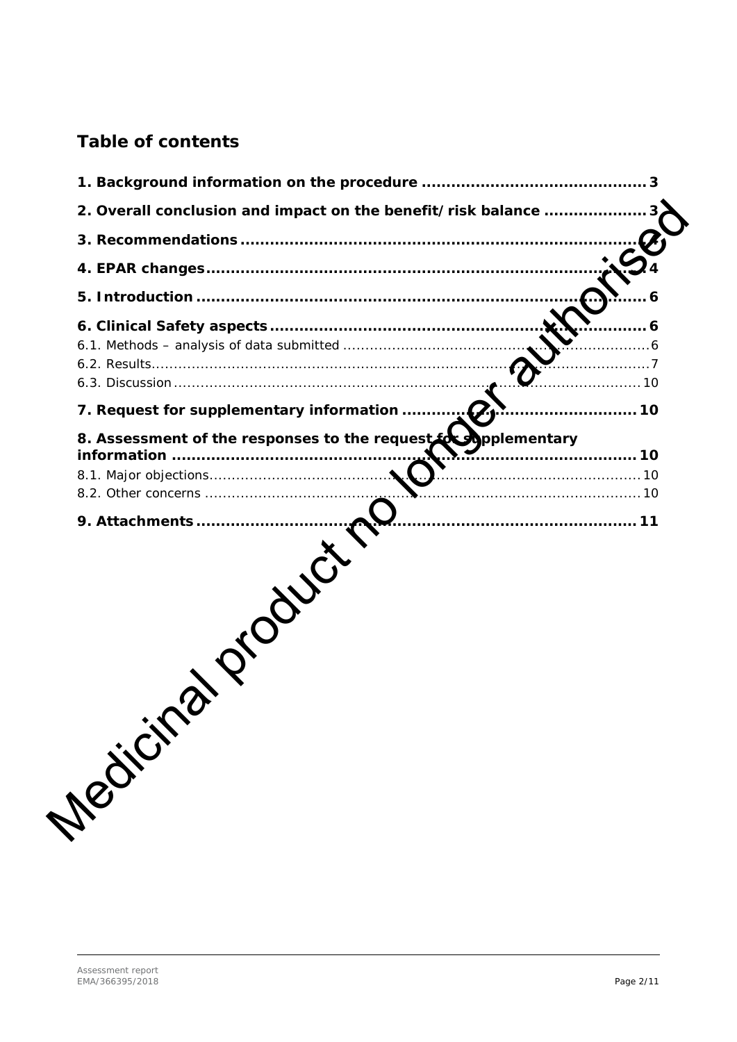# Table of contents

1. Background information on the procedure ............................................ 3

2. Overall conclusion and impact on the benefit/risk balance .................... 3

3. Recommendations ........................................................................... 3

4. EPAR changes ................................................................................ 4

5. Introduction .................................................................................... 6

6. Clinical Safety aspects ..................................................................... 6

6.1. Methods – analysis of data submitted ................................................. 6

6.2. Results.......................................................................................... 7

6.3. Discussion ..................................................................................... 10

7. Request for supplementary information ............................................ 10

8. Assessment of the responses to the request for supplementary information ... 10

8.1. Major objections............................................................................. 10

8.2. Other concerns .............................................................................. 10

9. Attachments .................................................................................. 11

Medicinal product no longer authorised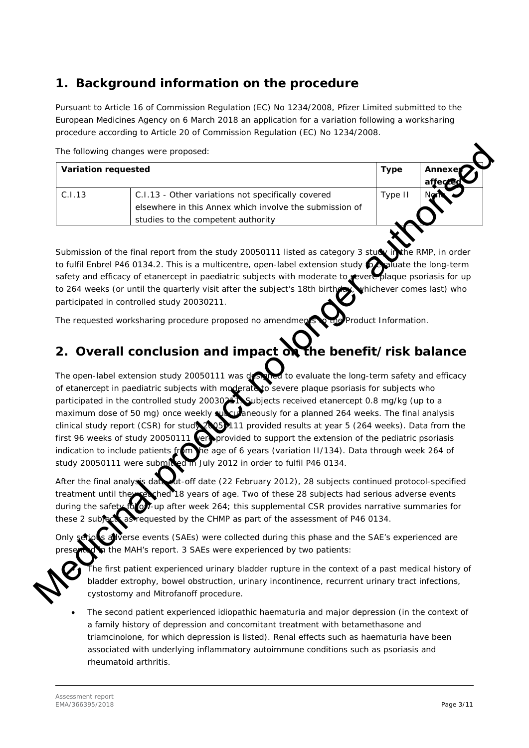## 1. Background information on the procedure

Pursuant to Article 16 of Commission Regulation (EC) No 1234/2008, Pfizer Limited submitted to the European Medicines Agency on 6 March 2018 an application for a variation following a worksharing procedure according to Article 20 of Commission Regulation (EC) No 1234/2008.

The following changes were proposed:

| Variation requested | | Type | Annexes affected |
|---|---|---|---|
| C.I.13 | C.I.13 - Other variations not specifically covered elsewhere in this Annex which involve the submission of studies to the competent authority | Type II | None |

Submission of the final report from the study 20050111 listed as category 3 study in the RMP, in order to fulfil Enbrel P46 0134.2. This is a multicentre, open-label extension study to evaluate the long-term safety and efficacy of etanercept in paediatric subjects with moderate to severe plaque psoriasis for up to 264 weeks (or until the quarterly visit after the subject's 18th birthday, whichever comes last) who participated in controlled study 20030211.

The requested worksharing procedure proposed no amendments to the Product Information.

## 2. Overall conclusion and impact on the benefit/risk balance

The open-label extension study 20050111 was designed to evaluate the long-term safety and efficacy of etanercept in paediatric subjects with moderate to severe plaque psoriasis for subjects who participated in the controlled study 20030211. Subjects received etanercept 0.8 mg/kg (up to a maximum dose of 50 mg) once weekly subcutaneously for a planned 264 weeks. The final analysis clinical study report (CSR) for study 20050111 provided results at year 5 (264 weeks). Data from the first 96 weeks of study 20050111 were provided to support the extension of the pediatric psoriasis indication to include patients from the age of 6 years (variation II/134). Data through week 264 of study 20050111 were submitted in July 2012 in order to fulfil P46 0134.

After the final analysis data cut-off date (22 February 2012), 28 subjects continued protocol-specified treatment until they reached 18 years of age. Two of these 28 subjects had serious adverse events during the safety follow-up after week 264; this supplemental CSR provides narrative summaries for these 2 subjects as requested by the CHMP as part of the assessment of P46 0134.

Only serious adverse events (SAEs) were collected during this phase and the SAE's experienced are presented in the MAH's report. 3 SAEs were experienced by two patients:

- The first patient experienced urinary bladder rupture in the context of a past medical history of bladder extrophy, bowel obstruction, urinary incontinence, recurrent urinary tract infections, cystostomy and Mitrofanoff procedure.
- The second patient experienced idiopathic haematuria and major depression (in the context of a family history of depression and concomitant treatment with betamethasone and triamcinolone, for which depression is listed). Renal effects such as haematuria have been associated with underlying inflammatory autoimmune conditions such as psoriasis and rheumatoid arthritis.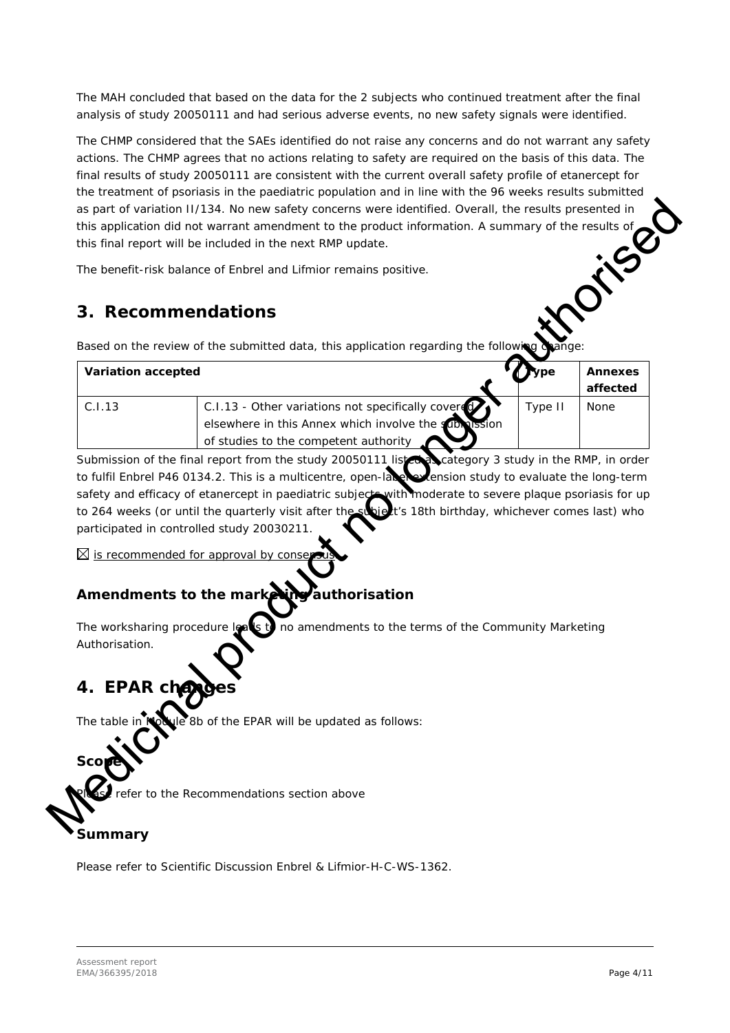The MAH concluded that based on the data for the 2 subjects who continued treatment after the final analysis of study 20050111 and had serious adverse events, no new safety signals were identified.

The CHMP considered that the SAEs identified do not raise any concerns and do not warrant any safety actions. The CHMP agrees that no actions relating to safety are required on the basis of this data. The final results of study 20050111 are consistent with the current overall safety profile of etanercept for the treatment of psoriasis in the paediatric population and in line with the 96 weeks results submitted as part of variation II/134. No new safety concerns were identified. Overall, the results presented in this application did not warrant amendment to the product information. A summary of the results of this final report will be included in the next RMP update.

The benefit-risk balance of Enbrel and Lifmior remains positive.

## 3. Recommendations

Based on the review of the submitted data, this application regarding the following change:

| Variation accepted | | Type | Annexes affected |
|---|---|---|---|
| C.I.13 | C.I.13 - Other variations not specifically covered elsewhere in this Annex which involve the submission of studies to the competent authority | Type II | None |

Submission of the final report from the study 20050111 listed as a category 3 study in the RMP, in order to fulfil Enbrel P46 0134.2. This is a multicentre, open-label extension study to evaluate the long-term safety and efficacy of etanercept in paediatric subjects with moderate to severe plaque psoriasis for up to 264 weeks (or until the quarterly visit after the subject's 18th birthday, whichever comes last) who participated in controlled study 20030211.

☒ is recommended for approval by consensus.

### Amendments to the marketing authorisation

The worksharing procedure leads to no amendments to the terms of the Community Marketing Authorisation.

## 4. EPAR changes

The table in Module 8b of the EPAR will be updated as follows:

### Scope

Please refer to the Recommendations section above

### Summary

Please refer to Scientific Discussion Enbrel & Lifmior-H-C-WS-1362.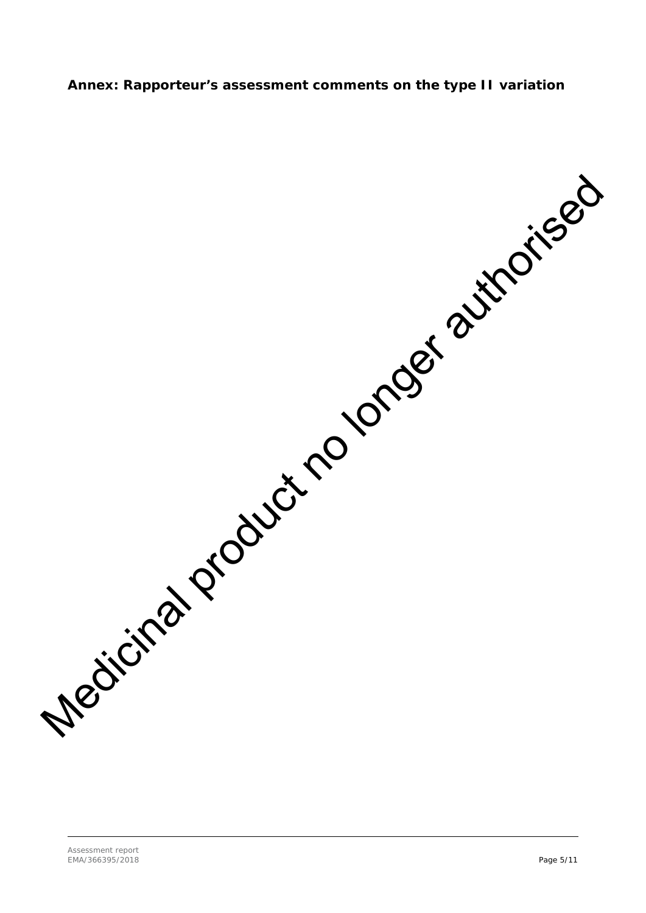**Annex: Rapporteur's assessment comments on the type II variation**

Medicinal product no longer authorised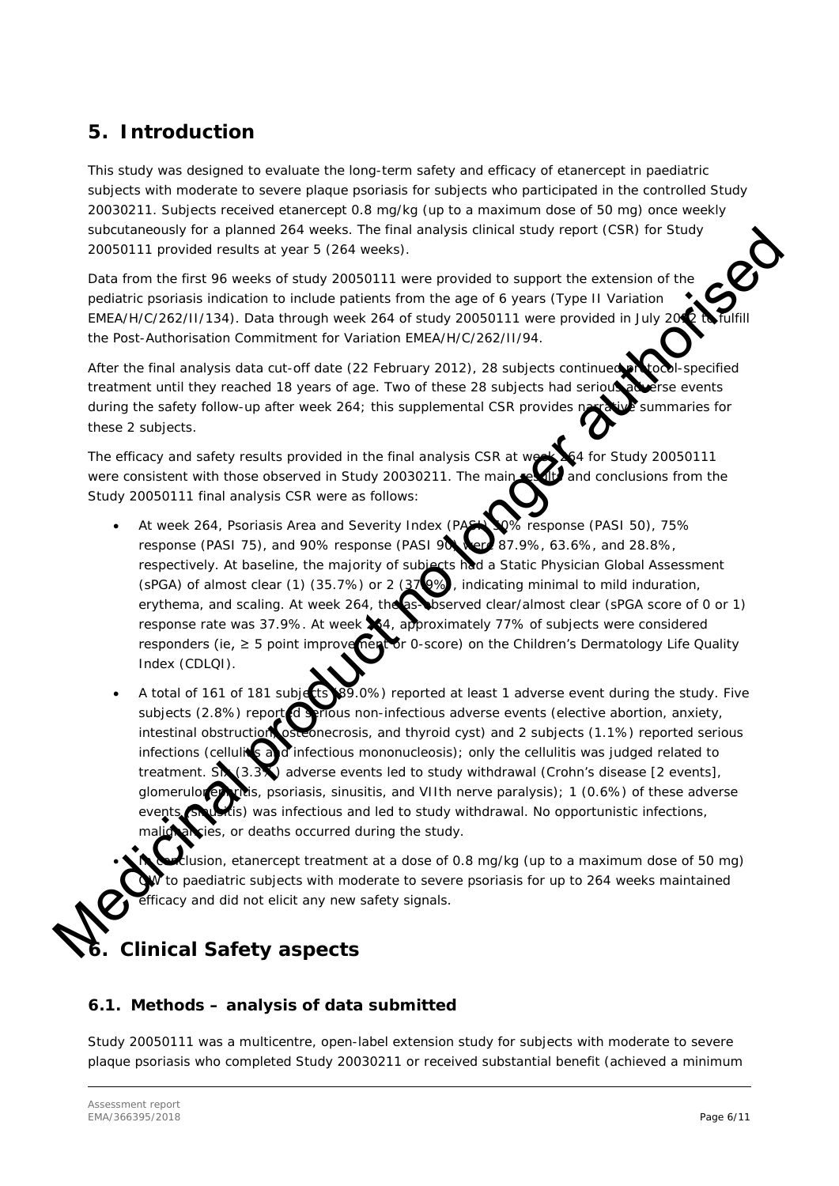## 5. Introduction

This study was designed to evaluate the long-term safety and efficacy of etanercept in paediatric subjects with moderate to severe plaque psoriasis for subjects who participated in the controlled Study 20030211. Subjects received etanercept 0.8 mg/kg (up to a maximum dose of 50 mg) once weekly subcutaneously for a planned 264 weeks. The final analysis clinical study report (CSR) for Study 20050111 provided results at year 5 (264 weeks).

Data from the first 96 weeks of study 20050111 were provided to support the extension of the pediatric psoriasis indication to include patients from the age of 6 years (Type II Variation EMEA/H/C/262/II/134). Data through week 264 of study 20050111 were provided in July 2012 to fulfill the Post-Authorisation Commitment for Variation EMEA/H/C/262/II/94.

After the final analysis data cut-off date (22 February 2012), 28 subjects continued protocol-specified treatment until they reached 18 years of age. Two of these 28 subjects had serious adverse events during the safety follow-up after week 264; this supplemental CSR provides narrative summaries for these 2 subjects.

The efficacy and safety results provided in the final analysis CSR at week 264 for Study 20050111 were consistent with those observed in Study 20030211. The main results and conclusions from the Study 20050111 final analysis CSR were as follows:

- At week 264, Psoriasis Area and Severity Index (PASI) 50% response (PASI 50), 75% response (PASI 75), and 90% response (PASI 90) were 87.9%, 63.6%, and 28.8%, respectively. At baseline, the majority of subjects had a Static Physician Global Assessment (sPGA) of almost clear (1) (35.7%) or 2 (37.9%), indicating minimal to mild induration, erythema, and scaling. At week 264, the as-observed clear/almost clear (sPGA score of 0 or 1) response rate was 37.9%. At week 264, approximately 77% of subjects were considered responders (ie, ≥ 5 point improvement or 0-score) on the Children's Dermatology Life Quality Index (CDLQI).
- A total of 161 of 181 subjects (89.0%) reported at least 1 adverse event during the study. Five subjects (2.8%) reported serious non-infectious adverse events (elective abortion, anxiety, intestinal obstruction, osteonecrosis, and thyroid cyst) and 2 subjects (1.1%) reported serious infections (cellulitis and infectious mononucleosis); only the cellulitis was judged related to treatment. Six (3.3%) adverse events led to study withdrawal (Crohn's disease [2 events], glomerulonephritis, psoriasis, sinusitis, and VIIth nerve paralysis); 1 (0.6%) of these adverse events (sinusitis) was infectious and led to study withdrawal. No opportunistic infections, malignancies, or deaths occurred during the study.
- In conclusion, etanercept treatment at a dose of 0.8 mg/kg (up to a maximum dose of 50 mg) QW to paediatric subjects with moderate to severe psoriasis for up to 264 weeks maintained efficacy and did not elicit any new safety signals.

## 6. Clinical Safety aspects

### 6.1. Methods – analysis of data submitted

Study 20050111 was a multicentre, open-label extension study for subjects with moderate to severe plaque psoriasis who completed Study 20030211 or received substantial benefit (achieved a minimum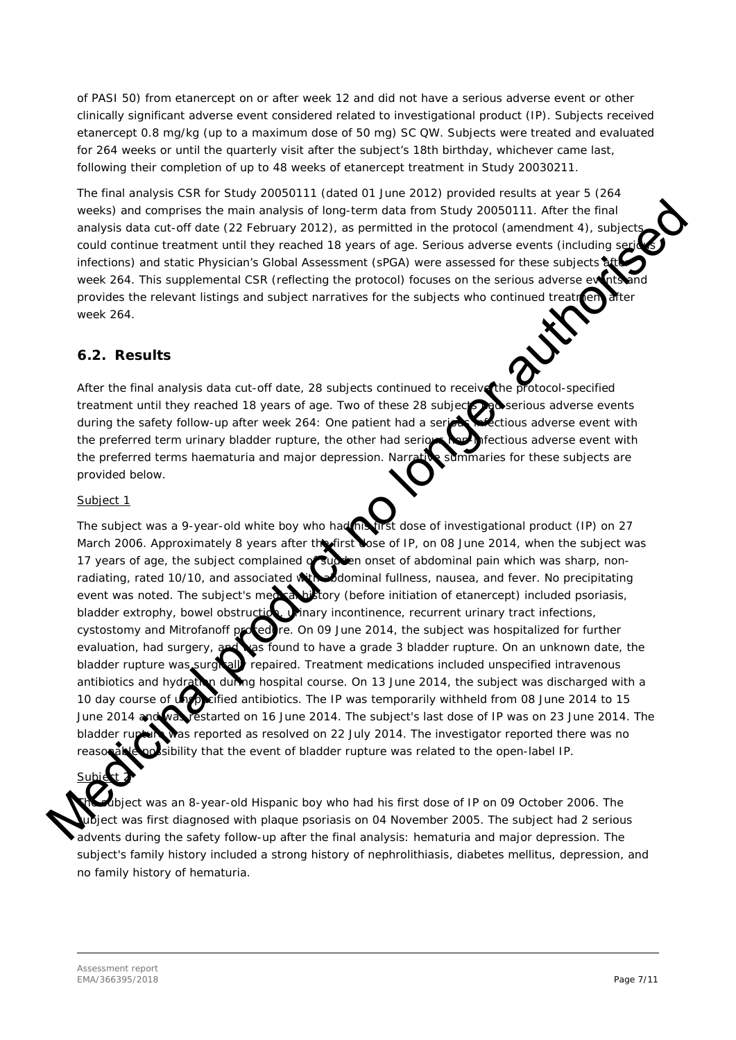of PASI 50) from etanercept on or after week 12 and did not have a serious adverse event or other clinically significant adverse event considered related to investigational product (IP). Subjects received etanercept 0.8 mg/kg (up to a maximum dose of 50 mg) SC QW. Subjects were treated and evaluated for 264 weeks or until the quarterly visit after the subject's 18th birthday, whichever came last, following their completion of up to 48 weeks of etanercept treatment in Study 20030211.

The final analysis CSR for Study 20050111 (dated 01 June 2012) provided results at year 5 (264 weeks) and comprises the main analysis of long-term data from Study 20050111. After the final analysis data cut-off date (22 February 2012), as permitted in the protocol (amendment 4), subjects could continue treatment until they reached 18 years of age. Serious adverse events (including serious infections) and static Physician's Global Assessment (sPGA) were assessed for these subjects after week 264. This supplemental CSR (reflecting the protocol) focuses on the serious adverse events and provides the relevant listings and subject narratives for the subjects who continued treatment after week 264.

## 6.2. Results

After the final analysis data cut-off date, 28 subjects continued to receive the protocol-specified treatment until they reached 18 years of age. Two of these 28 subjects had serious adverse events during the safety follow-up after week 264: One patient had a serious infectious adverse event with the preferred term urinary bladder rupture, the other had serious non-infectious adverse event with the preferred terms haematuria and major depression. Narrative summaries for these subjects are provided below.

Subject 1

The subject was a 9-year-old white boy who had his first dose of investigational product (IP) on 27 March 2006. Approximately 8 years after the first dose of IP, on 08 June 2014, when the subject was 17 years of age, the subject complained of sudden onset of abdominal pain which was sharp, non-radiating, rated 10/10, and associated with abdominal fullness, nausea, and fever. No precipitating event was noted. The subject's medical history (before initiation of etanercept) included psoriasis, bladder extrophy, bowel obstruction, urinary incontinence, recurrent urinary tract infections, cystostomy and Mitrofanoff procedure. On 09 June 2014, the subject was hospitalized for further evaluation, had surgery, and was found to have a grade 3 bladder rupture. On an unknown date, the bladder rupture was surgically repaired. Treatment medications included unspecified intravenous antibiotics and hydration during hospital course. On 13 June 2014, the subject was discharged with a 10 day course of unspecified antibiotics. The IP was temporarily withheld from 08 June 2014 to 15 June 2014 and was restarted on 16 June 2014. The subject's last dose of IP was on 23 June 2014. The bladder rupture was reported as resolved on 22 July 2014. The investigator reported there was no reasonable possibility that the event of bladder rupture was related to the open-label IP.

Subject 2

The subject was an 8-year-old Hispanic boy who had his first dose of IP on 09 October 2006. The subject was first diagnosed with plaque psoriasis on 04 November 2005. The subject had 2 serious advents during the safety follow-up after the final analysis: hematuria and major depression. The subject's family history included a strong history of nephrolithiasis, diabetes mellitus, depression, and no family history of hematuria.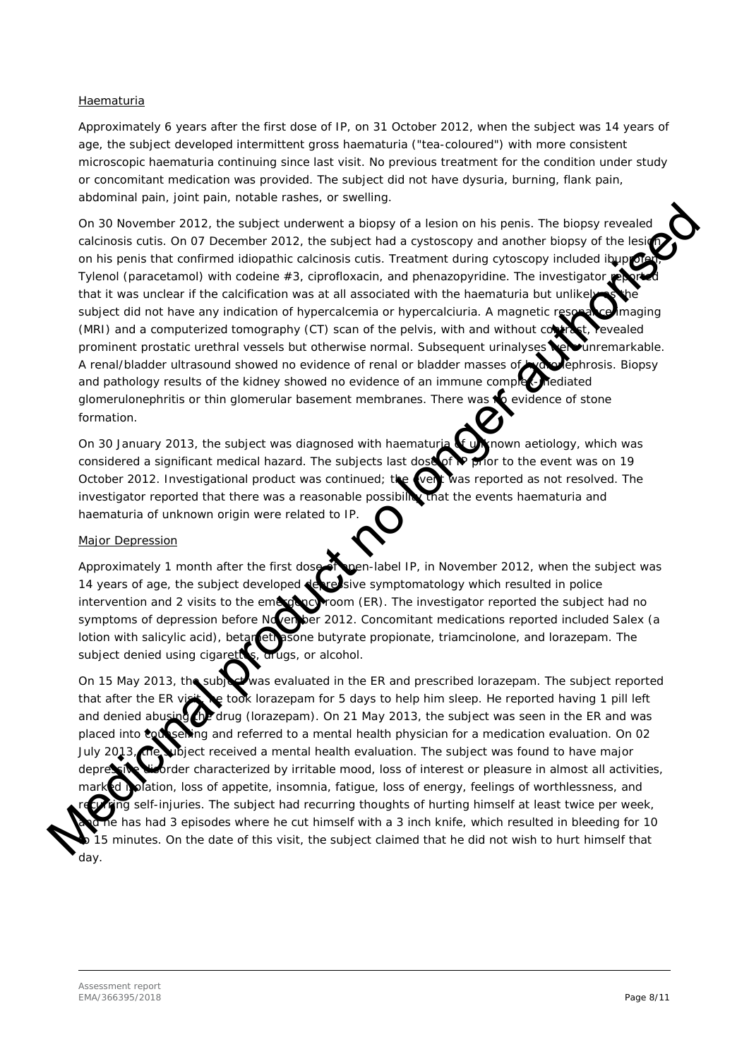Haematuria

Approximately 6 years after the first dose of IP, on 31 October 2012, when the subject was 14 years of age, the subject developed intermittent gross haematuria ("tea-coloured") with more consistent microscopic haematuria continuing since last visit. No previous treatment for the condition under study or concomitant medication was provided. The subject did not have dysuria, burning, flank pain, abdominal pain, joint pain, notable rashes, or swelling.

On 30 November 2012, the subject underwent a biopsy of a lesion on his penis. The biopsy revealed calcinosis cutis. On 07 December 2012, the subject had a cystoscopy and another biopsy of the lesion on his penis that confirmed idiopathic calcinosis cutis. Treatment during cytoscopy included ibuprofen, Tylenol (paracetamol) with codeine #3, ciprofloxacin, and phenazopyridine. The investigator reported that it was unclear if the calcification was at all associated with the haematuria but unlikely as the subject did not have any indication of hypercalcemia or hypercalciuria. A magnetic resonance imaging (MRI) and a computerized tomography (CT) scan of the pelvis, with and without contrast, revealed prominent prostatic urethral vessels but otherwise normal. Subsequent urinalyses were unremarkable. A renal/bladder ultrasound showed no evidence of renal or bladder masses or hydronephrosis. Biopsy and pathology results of the kidney showed no evidence of an immune complex-mediated glomerulonephritis or thin glomerular basement membranes. There was no evidence of stone formation.

On 30 January 2013, the subject was diagnosed with haematuria of unknown aetiology, which was considered a significant medical hazard. The subjects last dose of IP prior to the event was on 19 October 2012. Investigational product was continued; the event was reported as not resolved. The investigator reported that there was a reasonable possibility that the events haematuria and haematuria of unknown origin were related to IP.

Major Depression

Approximately 1 month after the first dose of open-label IP, in November 2012, when the subject was 14 years of age, the subject developed depressive symptomatology which resulted in police intervention and 2 visits to the emergency room (ER). The investigator reported the subject had no symptoms of depression before November 2012. Concomitant medications reported included Salex (a lotion with salicylic acid), betamethasone butyrate propionate, triamcinolone, and lorazepam. The subject denied using cigarettes, drugs, or alcohol.

On 15 May 2013, the subject was evaluated in the ER and prescribed lorazepam. The subject reported that after the ER visit, he took lorazepam for 5 days to help him sleep. He reported having 1 pill left and denied abusing the drug (lorazepam). On 21 May 2013, the subject was seen in the ER and was placed into counselling and referred to a mental health physician for a medication evaluation. On 02 July 2013, the subject received a mental health evaluation. The subject was found to have major depressive disorder characterized by irritable mood, loss of interest or pleasure in almost all activities, marked isolation, loss of appetite, insomnia, fatigue, loss of energy, feelings of worthlessness, and recurring self-injuries. The subject had recurring thoughts of hurting himself at least twice per week, and he has had 3 episodes where he cut himself with a 3 inch knife, which resulted in bleeding for 10 to 15 minutes. On the date of this visit, the subject claimed that he did not wish to hurt himself that day.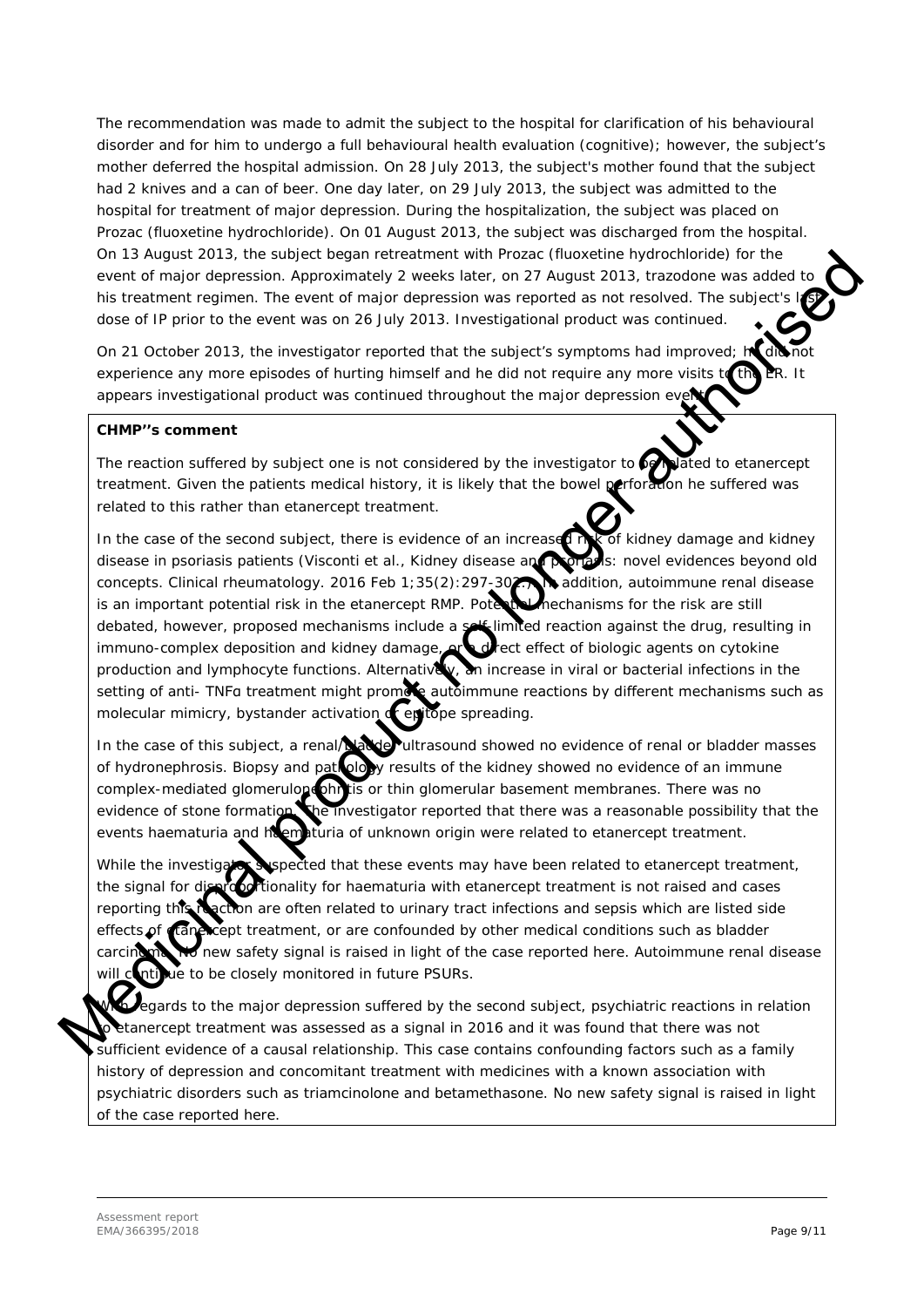The recommendation was made to admit the subject to the hospital for clarification of his behavioural disorder and for him to undergo a full behavioural health evaluation (cognitive); however, the subject's mother deferred the hospital admission. On 28 July 2013, the subject's mother found that the subject had 2 knives and a can of beer. One day later, on 29 July 2013, the subject was admitted to the hospital for treatment of major depression. During the hospitalization, the subject was placed on Prozac (fluoxetine hydrochloride). On 01 August 2013, the subject was discharged from the hospital. On 13 August 2013, the subject began retreatment with Prozac (fluoxetine hydrochloride) for the event of major depression. Approximately 2 weeks later, on 27 August 2013, trazodone was added to his treatment regimen. The event of major depression was reported as not resolved. The subject's last dose of IP prior to the event was on 26 July 2013. Investigational product was continued.

On 21 October 2013, the investigator reported that the subject's symptoms had improved; he did not experience any more episodes of hurting himself and he did not require any more visits to the ER. It appears investigational product was continued throughout the major depression event.

**CHMP''s comment**

The reaction suffered by subject one is not considered by the investigator to be related to etanercept treatment. Given the patients medical history, it is likely that the bowel perforation he suffered was related to this rather than etanercept treatment.

In the case of the second subject, there is evidence of an increased risk of kidney damage and kidney disease in psoriasis patients (Visconti et al., Kidney disease and psoriasis: novel evidences beyond old concepts. Clinical rheumatology. 2016 Feb 1;35(2):297-302). In addition, autoimmune renal disease is an important potential risk in the etanercept RMP. Potential mechanisms for the risk are still debated, however, proposed mechanisms include a self-limited reaction against the drug, resulting in immuno-complex deposition and kidney damage, or direct effect of biologic agents on cytokine production and lymphocyte functions. Alternatively, an increase in viral or bacterial infections in the setting of anti- TNFα treatment might promote autoimmune reactions by different mechanisms such as molecular mimicry, bystander activation or epitope spreading.

In the case of this subject, a renal/bladder ultrasound showed no evidence of renal or bladder masses of hydronephrosis. Biopsy and pathology results of the kidney showed no evidence of an immune complex-mediated glomerulonephritis or thin glomerular basement membranes. There was no evidence of stone formation. The investigator reported that there was a reasonable possibility that the events haematuria and haematuria of unknown origin were related to etanercept treatment.

While the investigator suspected that these events may have been related to etanercept treatment, the signal for disproportionality for haematuria with etanercept treatment is not raised and cases reporting this reaction are often related to urinary tract infections and sepsis which are listed side effects of etanercept treatment, or are confounded by other medical conditions such as bladder carcinoma. No new safety signal is raised in light of the case reported here. Autoimmune renal disease will continue to be closely monitored in future PSURs.

With regards to the major depression suffered by the second subject, psychiatric reactions in relation to etanercept treatment was assessed as a signal in 2016 and it was found that there was not sufficient evidence of a causal relationship. This case contains confounding factors such as a family history of depression and concomitant treatment with medicines with a known association with psychiatric disorders such as triamcinolone and betamethasone. No new safety signal is raised in light of the case reported here.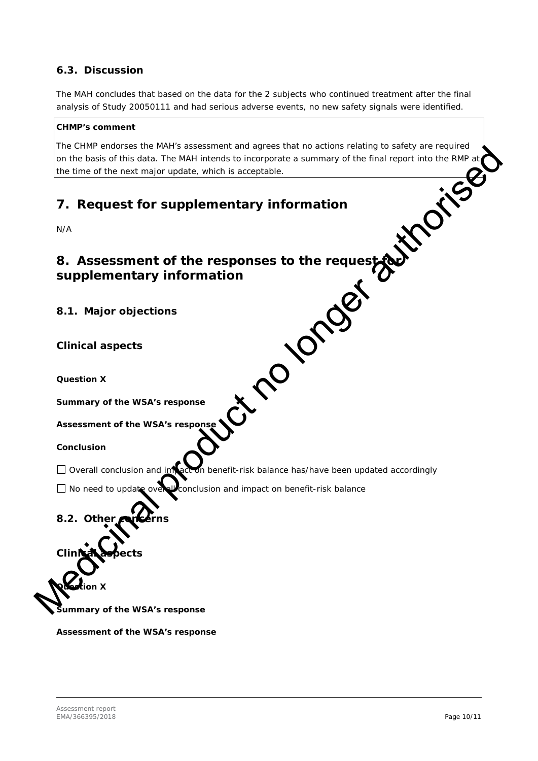## 6.3. Discussion

The MAH concludes that based on the data for the 2 subjects who continued treatment after the final analysis of Study 20050111 and had serious adverse events, no new safety signals were identified.

| **CHMP's comment** |
|---|
| The CHMP endorses the MAH's assessment and agrees that no actions relating to safety are required on the basis of this data. The MAH intends to incorporate a summary of the final report into the RMP at the time of the next major update, which is acceptable. |

# 7. Request for supplementary information

N/A

# 8. Assessment of the responses to the request for supplementary information

## 8.1. Major objections

### Clinical aspects

**Question X**

**Summary of the WSA's response**

**Assessment of the WSA's response**

**Conclusion**

☐ Overall conclusion and impact on benefit-risk balance has/have been updated accordingly

☐ No need to update overall conclusion and impact on benefit-risk balance

## 8.2. Other concerns

### Clinical aspects

**Question X**

**Summary of the WSA's response**

**Assessment of the WSA's response**

Medicinal product no longer authorised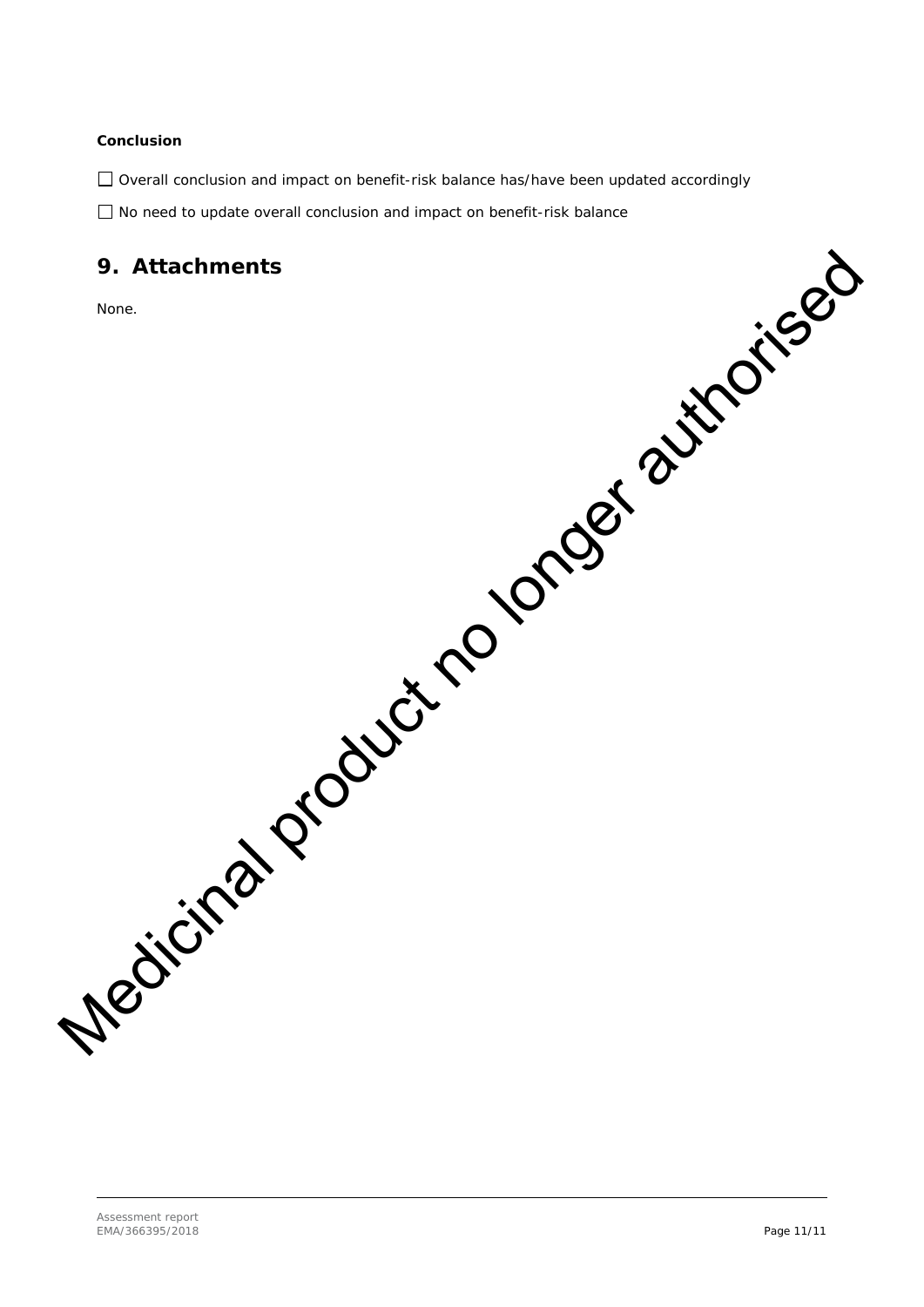**Conclusion**

☐ Overall conclusion and impact on benefit-risk balance has/have been updated accordingly

☐ No need to update overall conclusion and impact on benefit-risk balance

## 9. Attachments

None.

Medicinal product no longer authorised